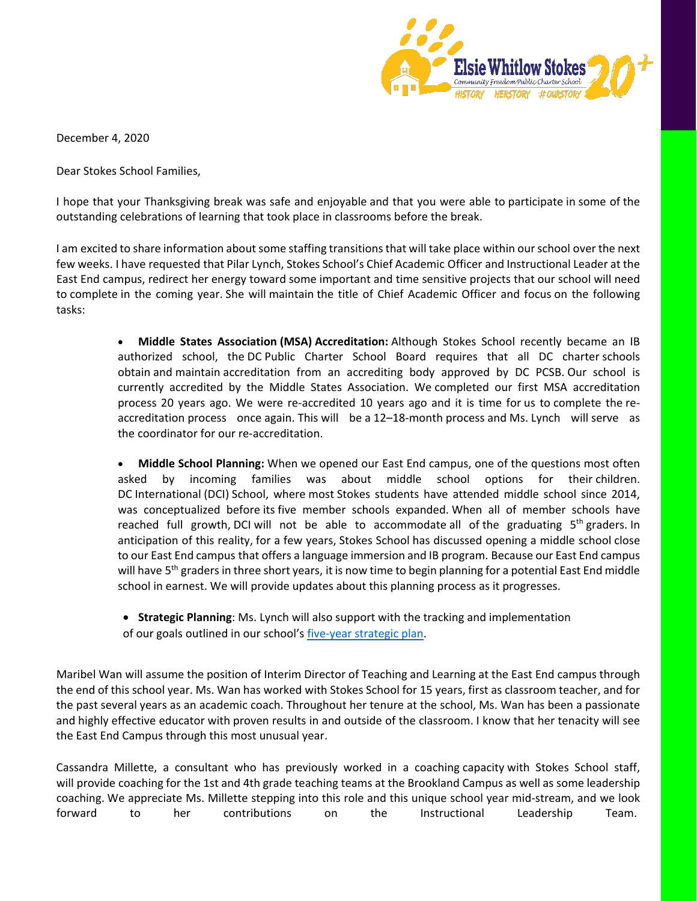December 4, 2020

Dear Stokes School Families,

I hope that your Thanksgiving break was safe and enjoyable and that you were able to participate in some of the outstanding celebrations of learning that took place in classrooms before the break.

I am excited to share information about some staffing transitions that will take place within our school over the next few weeks. I have requested that Pilar Lynch, Stokes School's Chief Academic Officer and Instructional Leader at the East End campus, redirect her energy toward some important and time sensitive projects that our school will need to complete in the coming year. She will maintain the title of Chief Academic Officer and focus on the following tasks:

- **Middle States Association (MSA) Accreditation:** Although Stokes School recently became an IB authorized school, the DC Public Charter School Board requires that all DC charter schools obtain and maintain accreditation from an accrediting body approved by DC PCSB. Our school is currently accredited by the Middle States Association. We completed our first MSA accreditation process 20 years ago. We were re-accredited 10 years ago and it is time for us to complete the re-accreditation process once again. This will be a 12–18-month process and Ms. Lynch will serve as the coordinator for our re-accreditation.

- **Middle School Planning:** When we opened our East End campus, one of the questions most often asked by incoming families was about middle school options for their children. DC International (DCI) School, where most Stokes students have attended middle school since 2014, was conceptualized before its five member schools expanded. When all of member schools have reached full growth, DCI will not be able to accommodate all of the graduating 5th graders. In anticipation of this reality, for a few years, Stokes School has discussed opening a middle school close to our East End campus that offers a language immersion and IB program. Because our East End campus will have 5th graders in three short years, it is now time to begin planning for a potential East End middle school in earnest. We will provide updates about this planning process as it progresses.

- **Strategic Planning**: Ms. Lynch will also support with the tracking and implementation of our goals outlined in our school's five-year strategic plan.

Maribel Wan will assume the position of Interim Director of Teaching and Learning at the East End campus through the end of this school year. Ms. Wan has worked with Stokes School for 15 years, first as classroom teacher, and for the past several years as an academic coach. Throughout her tenure at the school, Ms. Wan has been a passionate and highly effective educator with proven results in and outside of the classroom. I know that her tenacity will see the East End Campus through this most unusual year.

Cassandra Millette, a consultant who has previously worked in a coaching capacity with Stokes School staff, will provide coaching for the 1st and 4th grade teaching teams at the Brookland Campus as well as some leadership coaching. We appreciate Ms. Millette stepping into this role and this unique school year mid-stream, and we look forward to her contributions on the Instructional Leadership Team.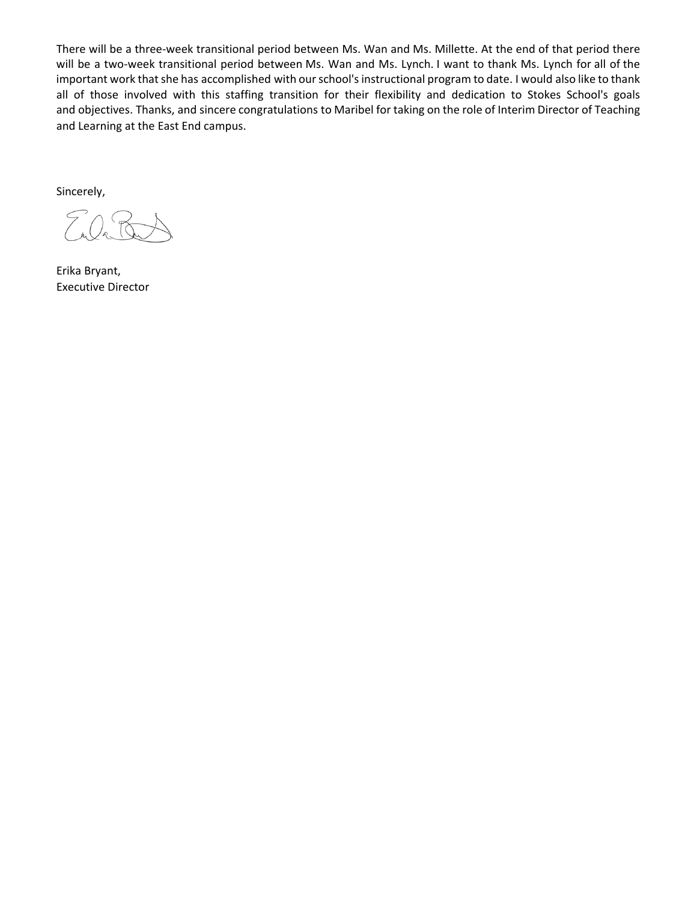There will be a three-week transitional period between Ms. Wan and Ms. Millette. At the end of that period there will be a two-week transitional period between Ms. Wan and Ms. Lynch. I want to thank Ms. Lynch for all of the important work that she has accomplished with our school's instructional program to date. I would also like to thank all of those involved with this staffing transition for their flexibility and dedication to Stokes School's goals and objectives. Thanks, and sincere congratulations to Maribel for taking on the role of Interim Director of Teaching and Learning at the East End campus.

Sincerely,

Erika Bryant,
Executive Director